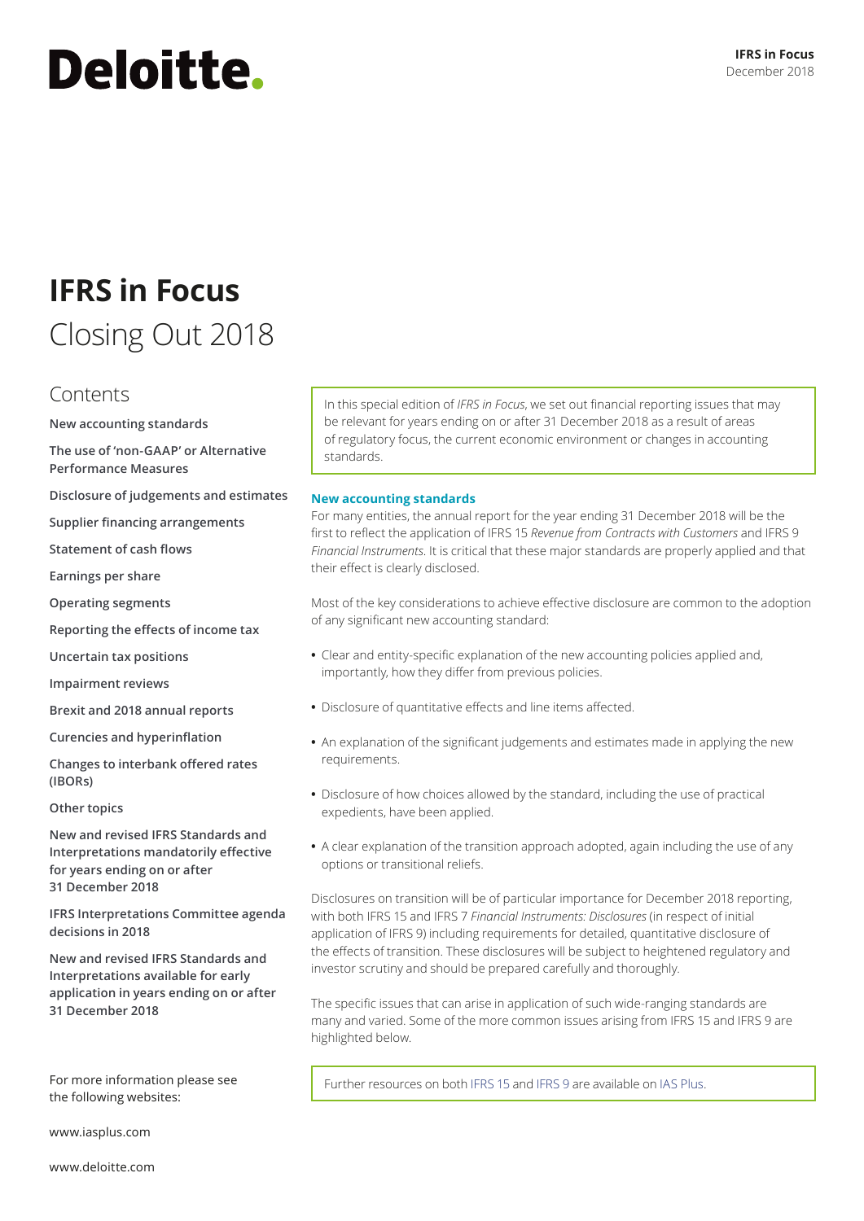Deloitte.

**IFRS in Focus**
December 2018

# IFRS in Focus
## Closing Out 2018

## Contents

**New accounting standards**

**The use of 'non-GAAP' or Alternative Performance Measures**

**Disclosure of judgements and estimates**

**Supplier financing arrangements**

**Statement of cash flows**

**Earnings per share**

**Operating segments**

**Reporting the effects of income tax**

**Uncertain tax positions**

**Impairment reviews**

**Brexit and 2018 annual reports**

**Curencies and hyperinflation**

**Changes to interbank offered rates (IBORs)**

**Other topics**

**New and revised IFRS Standards and Interpretations mandatorily effective for years ending on or after 31 December 2018**

**IFRS Interpretations Committee agenda decisions in 2018**

**New and revised IFRS Standards and Interpretations available for early application in years ending on or after 31 December 2018**

For more information please see the following websites:

www.iasplus.com

www.deloitte.com

In this special edition of *IFRS in Focus*, we set out financial reporting issues that may be relevant for years ending on or after 31 December 2018 as a result of areas of regulatory focus, the current economic environment or changes in accounting standards.

### New accounting standards

For many entities, the annual report for the year ending 31 December 2018 will be the first to reflect the application of IFRS 15 *Revenue from Contracts with Customers* and IFRS 9 *Financial Instruments*. It is critical that these major standards are properly applied and that their effect is clearly disclosed.

Most of the key considerations to achieve effective disclosure are common to the adoption of any significant new accounting standard:

- Clear and entity-specific explanation of the new accounting policies applied and, importantly, how they differ from previous policies.
- Disclosure of quantitative effects and line items affected.
- An explanation of the significant judgements and estimates made in applying the new requirements.
- Disclosure of how choices allowed by the standard, including the use of practical expedients, have been applied.
- A clear explanation of the transition approach adopted, again including the use of any options or transitional reliefs.

Disclosures on transition will be of particular importance for December 2018 reporting, with both IFRS 15 and IFRS 7 *Financial Instruments: Disclosures* (in respect of initial application of IFRS 9) including requirements for detailed, quantitative disclosure of the effects of transition. These disclosures will be subject to heightened regulatory and investor scrutiny and should be prepared carefully and thoroughly.

The specific issues that can arise in application of such wide-ranging standards are many and varied. Some of the more common issues arising from IFRS 15 and IFRS 9 are highlighted below.

Further resources on both IFRS 15 and IFRS 9 are available on IAS Plus.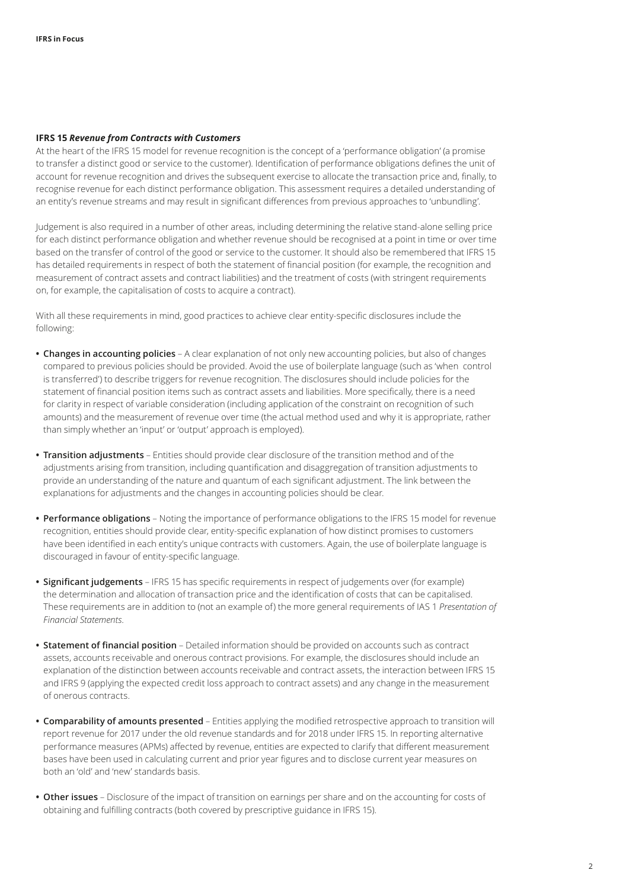## IFRS 15 *Revenue from Contracts with Customers*

At the heart of the IFRS 15 model for revenue recognition is the concept of a 'performance obligation' (a promise to transfer a distinct good or service to the customer). Identification of performance obligations defines the unit of account for revenue recognition and drives the subsequent exercise to allocate the transaction price and, finally, to recognise revenue for each distinct performance obligation. This assessment requires a detailed understanding of an entity's revenue streams and may result in significant differences from previous approaches to 'unbundling'.

Judgement is also required in a number of other areas, including determining the relative stand-alone selling price for each distinct performance obligation and whether revenue should be recognised at a point in time or over time based on the transfer of control of the good or service to the customer. It should also be remembered that IFRS 15 has detailed requirements in respect of both the statement of financial position (for example, the recognition and measurement of contract assets and contract liabilities) and the treatment of costs (with stringent requirements on, for example, the capitalisation of costs to acquire a contract).

With all these requirements in mind, good practices to achieve clear entity-specific disclosures include the following:

- **Changes in accounting policies** – A clear explanation of not only new accounting policies, but also of changes compared to previous policies should be provided. Avoid the use of boilerplate language (such as 'when control is transferred') to describe triggers for revenue recognition. The disclosures should include policies for the statement of financial position items such as contract assets and liabilities. More specifically, there is a need for clarity in respect of variable consideration (including application of the constraint on recognition of such amounts) and the measurement of revenue over time (the actual method used and why it is appropriate, rather than simply whether an 'input' or 'output' approach is employed).
- **Transition adjustments** – Entities should provide clear disclosure of the transition method and of the adjustments arising from transition, including quantification and disaggregation of transition adjustments to provide an understanding of the nature and quantum of each significant adjustment. The link between the explanations for adjustments and the changes in accounting policies should be clear.
- **Performance obligations** – Noting the importance of performance obligations to the IFRS 15 model for revenue recognition, entities should provide clear, entity-specific explanation of how distinct promises to customers have been identified in each entity's unique contracts with customers. Again, the use of boilerplate language is discouraged in favour of entity-specific language.
- **Significant judgements** – IFRS 15 has specific requirements in respect of judgements over (for example) the determination and allocation of transaction price and the identification of costs that can be capitalised. These requirements are in addition to (not an example of) the more general requirements of IAS 1 *Presentation of Financial Statements*.
- **Statement of financial position** – Detailed information should be provided on accounts such as contract assets, accounts receivable and onerous contract provisions. For example, the disclosures should include an explanation of the distinction between accounts receivable and contract assets, the interaction between IFRS 15 and IFRS 9 (applying the expected credit loss approach to contract assets) and any change in the measurement of onerous contracts.
- **Comparability of amounts presented** – Entities applying the modified retrospective approach to transition will report revenue for 2017 under the old revenue standards and for 2018 under IFRS 15. In reporting alternative performance measures (APMs) affected by revenue, entities are expected to clarify that different measurement bases have been used in calculating current and prior year figures and to disclose current year measures on both an 'old' and 'new' standards basis.
- **Other issues** – Disclosure of the impact of transition on earnings per share and on the accounting for costs of obtaining and fulfilling contracts (both covered by prescriptive guidance in IFRS 15).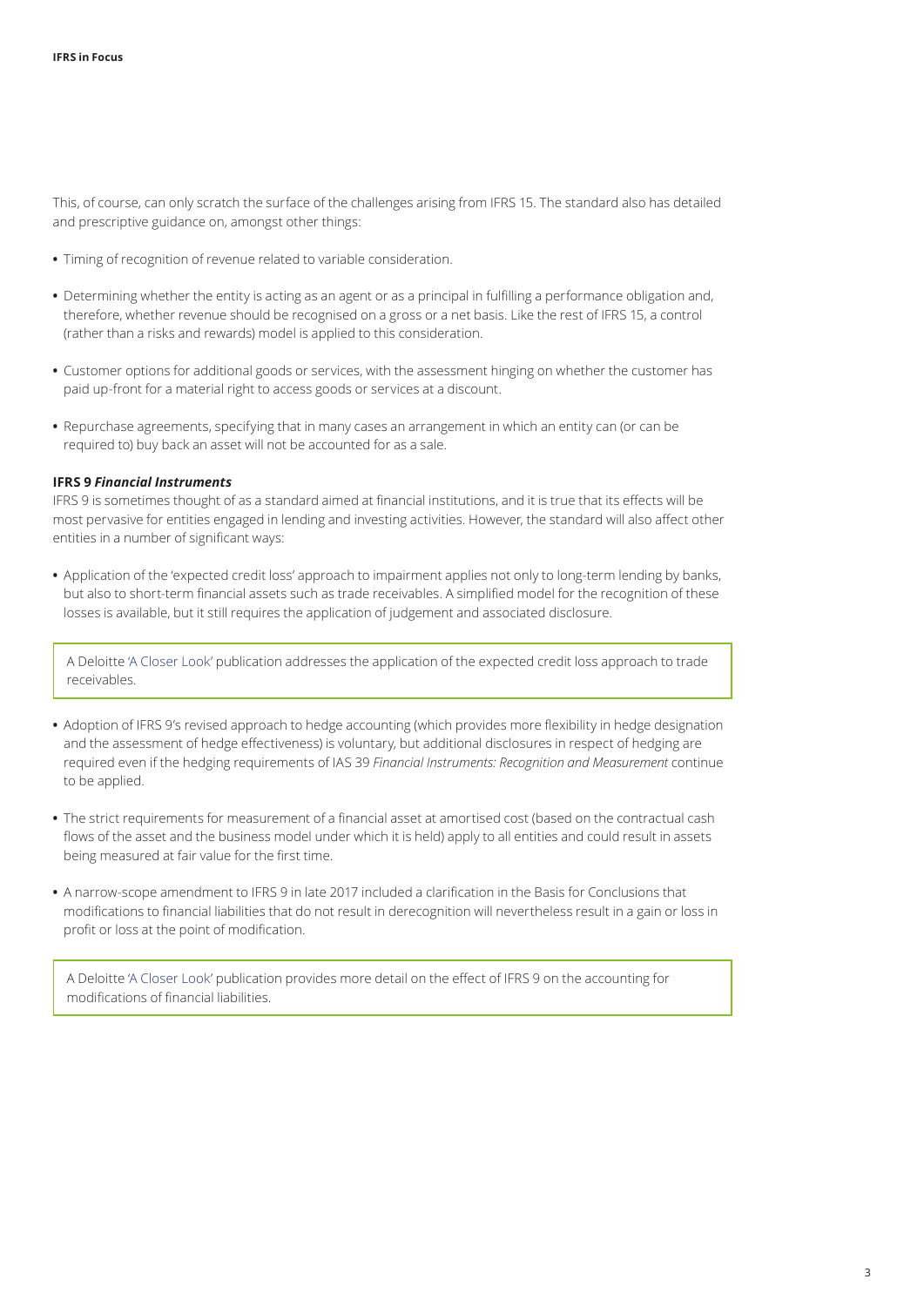This, of course, can only scratch the surface of the challenges arising from IFRS 15. The standard also has detailed and prescriptive guidance on, amongst other things:

- Timing of recognition of revenue related to variable consideration.
- Determining whether the entity is acting as an agent or as a principal in fulfilling a performance obligation and, therefore, whether revenue should be recognised on a gross or a net basis. Like the rest of IFRS 15, a control (rather than a risks and rewards) model is applied to this consideration.
- Customer options for additional goods or services, with the assessment hinging on whether the customer has paid up-front for a material right to access goods or services at a discount.
- Repurchase agreements, specifying that in many cases an arrangement in which an entity can (or can be required to) buy back an asset will not be accounted for as a sale.

**IFRS 9 *Financial Instruments***

IFRS 9 is sometimes thought of as a standard aimed at financial institutions, and it is true that its effects will be most pervasive for entities engaged in lending and investing activities. However, the standard will also affect other entities in a number of significant ways:

- Application of the 'expected credit loss' approach to impairment applies not only to long-term lending by banks, but also to short-term financial assets such as trade receivables. A simplified model for the recognition of these losses is available, but it still requires the application of judgement and associated disclosure.

> A Deloitte 'A Closer Look' publication addresses the application of the expected credit loss approach to trade receivables.

- Adoption of IFRS 9's revised approach to hedge accounting (which provides more flexibility in hedge designation and the assessment of hedge effectiveness) is voluntary, but additional disclosures in respect of hedging are required even if the hedging requirements of IAS 39 *Financial Instruments: Recognition and Measurement* continue to be applied.
- The strict requirements for measurement of a financial asset at amortised cost (based on the contractual cash flows of the asset and the business model under which it is held) apply to all entities and could result in assets being measured at fair value for the first time.
- A narrow-scope amendment to IFRS 9 in late 2017 included a clarification in the Basis for Conclusions that modifications to financial liabilities that do not result in derecognition will nevertheless result in a gain or loss in profit or loss at the point of modification.

> A Deloitte 'A Closer Look' publication provides more detail on the effect of IFRS 9 on the accounting for modifications of financial liabilities.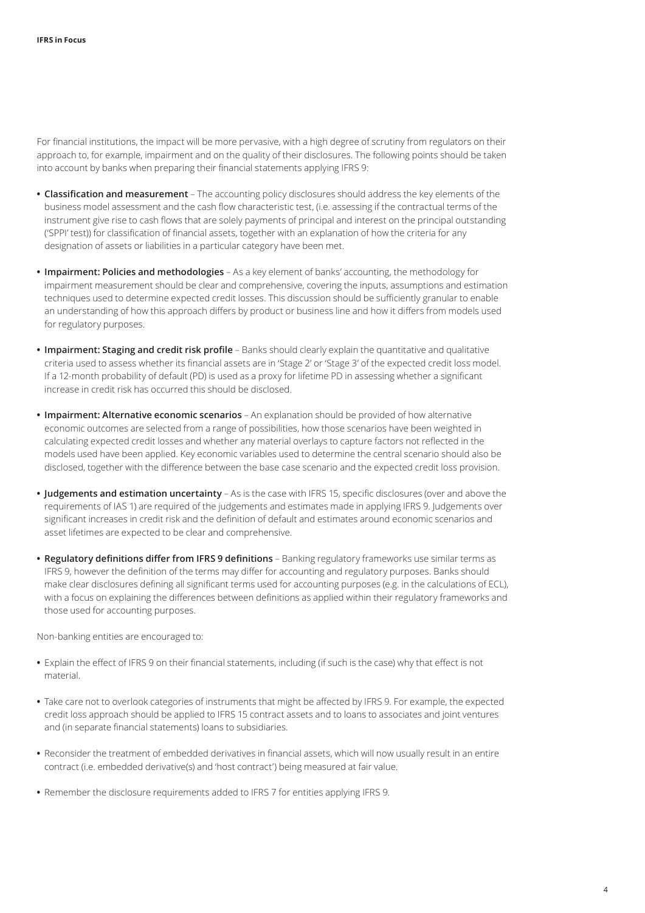For financial institutions, the impact will be more pervasive, with a high degree of scrutiny from regulators on their approach to, for example, impairment and on the quality of their disclosures. The following points should be taken into account by banks when preparing their financial statements applying IFRS 9:

- **Classification and measurement** – The accounting policy disclosures should address the key elements of the business model assessment and the cash flow characteristic test, (i.e. assessing if the contractual terms of the instrument give rise to cash flows that are solely payments of principal and interest on the principal outstanding ('SPPI' test)) for classification of financial assets, together with an explanation of how the criteria for any designation of assets or liabilities in a particular category have been met.

- **Impairment: Policies and methodologies** – As a key element of banks' accounting, the methodology for impairment measurement should be clear and comprehensive, covering the inputs, assumptions and estimation techniques used to determine expected credit losses. This discussion should be sufficiently granular to enable an understanding of how this approach differs by product or business line and how it differs from models used for regulatory purposes.

- **Impairment: Staging and credit risk profile** – Banks should clearly explain the quantitative and qualitative criteria used to assess whether its financial assets are in 'Stage 2' or 'Stage 3' of the expected credit loss model. If a 12-month probability of default (PD) is used as a proxy for lifetime PD in assessing whether a significant increase in credit risk has occurred this should be disclosed.

- **Impairment: Alternative economic scenarios** – An explanation should be provided of how alternative economic outcomes are selected from a range of possibilities, how those scenarios have been weighted in calculating expected credit losses and whether any material overlays to capture factors not reflected in the models used have been applied. Key economic variables used to determine the central scenario should also be disclosed, together with the difference between the base case scenario and the expected credit loss provision.

- **Judgements and estimation uncertainty** – As is the case with IFRS 15, specific disclosures (over and above the requirements of IAS 1) are required of the judgements and estimates made in applying IFRS 9. Judgements over significant increases in credit risk and the definition of default and estimates around economic scenarios and asset lifetimes are expected to be clear and comprehensive.

- **Regulatory definitions differ from IFRS 9 definitions** – Banking regulatory frameworks use similar terms as IFRS 9, however the definition of the terms may differ for accounting and regulatory purposes. Banks should make clear disclosures defining all significant terms used for accounting purposes (e.g. in the calculations of ECL), with a focus on explaining the differences between definitions as applied within their regulatory frameworks and those used for accounting purposes.

Non-banking entities are encouraged to:

- Explain the effect of IFRS 9 on their financial statements, including (if such is the case) why that effect is not material.

- Take care not to overlook categories of instruments that might be affected by IFRS 9. For example, the expected credit loss approach should be applied to IFRS 15 contract assets and to loans to associates and joint ventures and (in separate financial statements) loans to subsidiaries.

- Reconsider the treatment of embedded derivatives in financial assets, which will now usually result in an entire contract (i.e. embedded derivative(s) and 'host contract') being measured at fair value.

- Remember the disclosure requirements added to IFRS 7 for entities applying IFRS 9.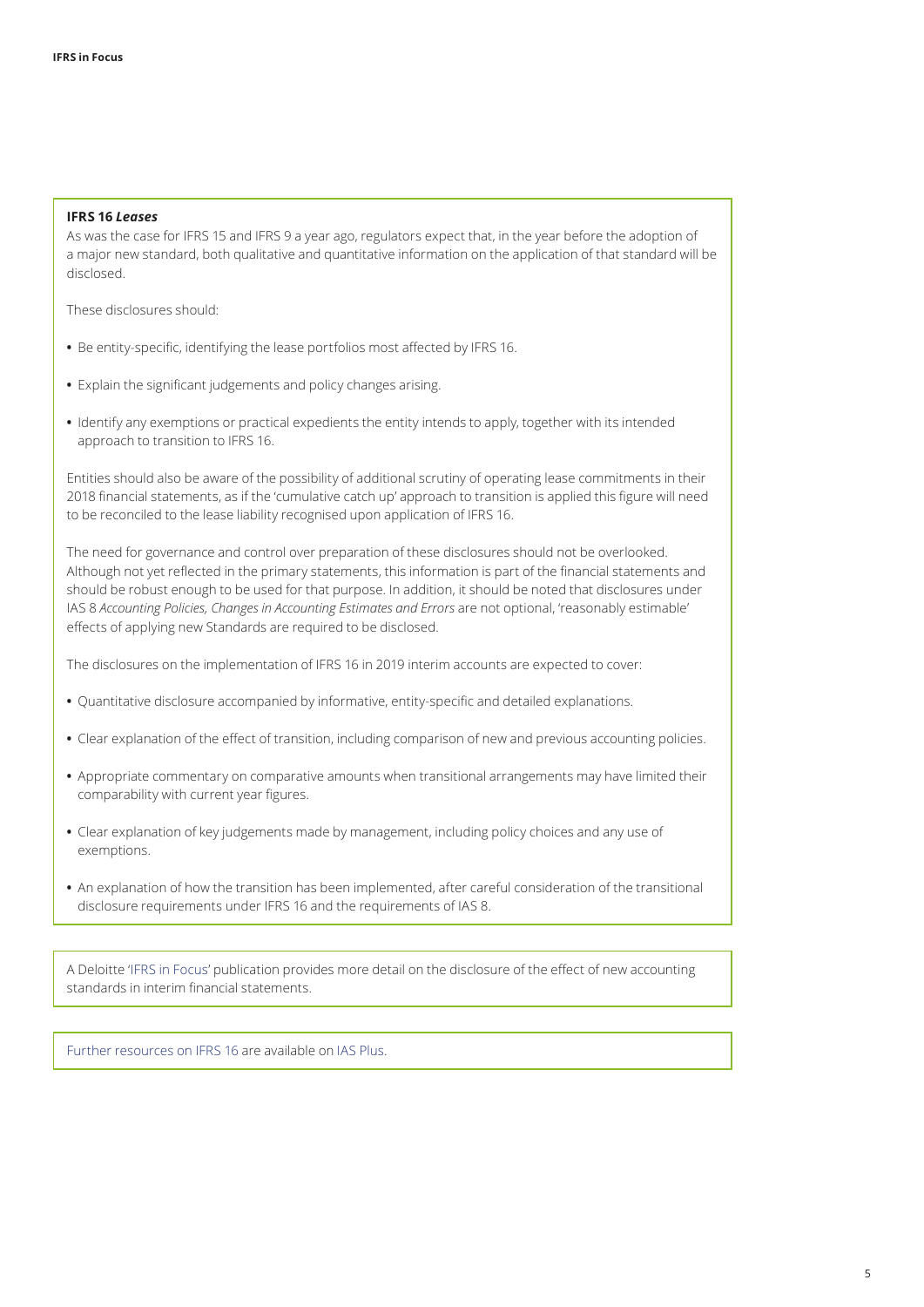**IFRS 16 *Leases***

As was the case for IFRS 15 and IFRS 9 a year ago, regulators expect that, in the year before the adoption of a major new standard, both qualitative and quantitative information on the application of that standard will be disclosed.

These disclosures should:

- Be entity-specific, identifying the lease portfolios most affected by IFRS 16.
- Explain the significant judgements and policy changes arising.
- Identify any exemptions or practical expedients the entity intends to apply, together with its intended approach to transition to IFRS 16.

Entities should also be aware of the possibility of additional scrutiny of operating lease commitments in their 2018 financial statements, as if the 'cumulative catch up' approach to transition is applied this figure will need to be reconciled to the lease liability recognised upon application of IFRS 16.

The need for governance and control over preparation of these disclosures should not be overlooked. Although not yet reflected in the primary statements, this information is part of the financial statements and should be robust enough to be used for that purpose. In addition, it should be noted that disclosures under IAS 8 *Accounting Policies, Changes in Accounting Estimates and Errors* are not optional, 'reasonably estimable' effects of applying new Standards are required to be disclosed.

The disclosures on the implementation of IFRS 16 in 2019 interim accounts are expected to cover:

- Quantitative disclosure accompanied by informative, entity-specific and detailed explanations.
- Clear explanation of the effect of transition, including comparison of new and previous accounting policies.
- Appropriate commentary on comparative amounts when transitional arrangements may have limited their comparability with current year figures.
- Clear explanation of key judgements made by management, including policy choices and any use of exemptions.
- An explanation of how the transition has been implemented, after careful consideration of the transitional disclosure requirements under IFRS 16 and the requirements of IAS 8.

A Deloitte 'IFRS in Focus' publication provides more detail on the disclosure of the effect of new accounting standards in interim financial statements.

Further resources on IFRS 16 are available on IAS Plus.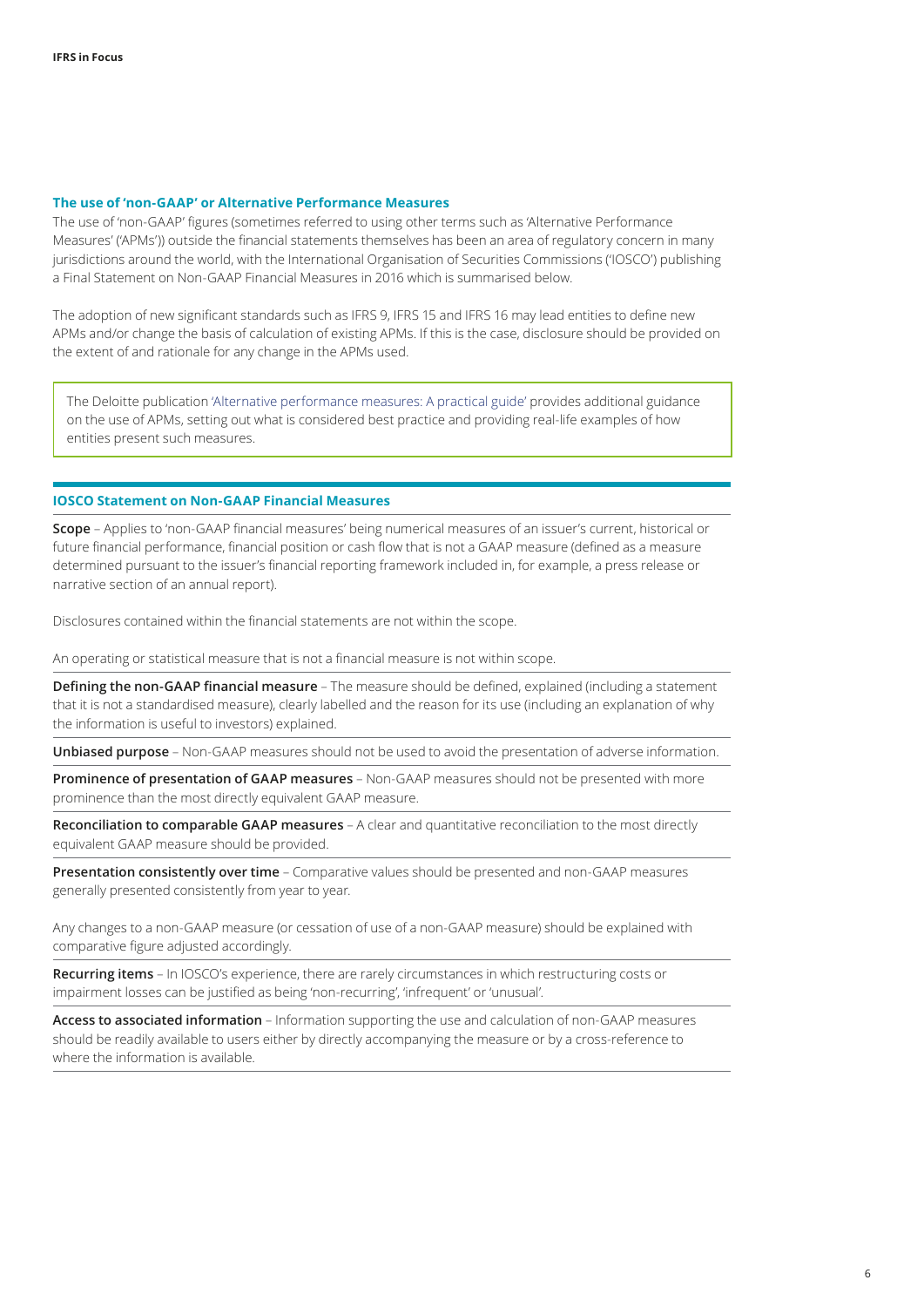### The use of 'non-GAAP' or Alternative Performance Measures

The use of 'non-GAAP' figures (sometimes referred to using other terms such as 'Alternative Performance Measures' ('APMs')) outside the financial statements themselves has been an area of regulatory concern in many jurisdictions around the world, with the International Organisation of Securities Commissions ('IOSCO') publishing a Final Statement on Non-GAAP Financial Measures in 2016 which is summarised below.

The adoption of new significant standards such as IFRS 9, IFRS 15 and IFRS 16 may lead entities to define new APMs and/or change the basis of calculation of existing APMs. If this is the case, disclosure should be provided on the extent of and rationale for any change in the APMs used.

> The Deloitte publication 'Alternative performance measures: A practical guide' provides additional guidance on the use of APMs, setting out what is considered best practice and providing real-life examples of how entities present such measures.

### IOSCO Statement on Non-GAAP Financial Measures

**Scope** – Applies to 'non-GAAP financial measures' being numerical measures of an issuer's current, historical or future financial performance, financial position or cash flow that is not a GAAP measure (defined as a measure determined pursuant to the issuer's financial reporting framework included in, for example, a press release or narrative section of an annual report).

Disclosures contained within the financial statements are not within the scope.

An operating or statistical measure that is not a financial measure is not within scope.

**Defining the non-GAAP financial measure** – The measure should be defined, explained (including a statement that it is not a standardised measure), clearly labelled and the reason for its use (including an explanation of why the information is useful to investors) explained.

**Unbiased purpose** – Non-GAAP measures should not be used to avoid the presentation of adverse information.

**Prominence of presentation of GAAP measures** – Non-GAAP measures should not be presented with more prominence than the most directly equivalent GAAP measure.

**Reconciliation to comparable GAAP measures** – A clear and quantitative reconciliation to the most directly equivalent GAAP measure should be provided.

**Presentation consistently over time** – Comparative values should be presented and non-GAAP measures generally presented consistently from year to year.

Any changes to a non-GAAP measure (or cessation of use of a non-GAAP measure) should be explained with comparative figure adjusted accordingly.

**Recurring items** – In IOSCO's experience, there are rarely circumstances in which restructuring costs or impairment losses can be justified as being 'non-recurring', 'infrequent' or 'unusual'.

**Access to associated information** – Information supporting the use and calculation of non-GAAP measures should be readily available to users either by directly accompanying the measure or by a cross-reference to where the information is available.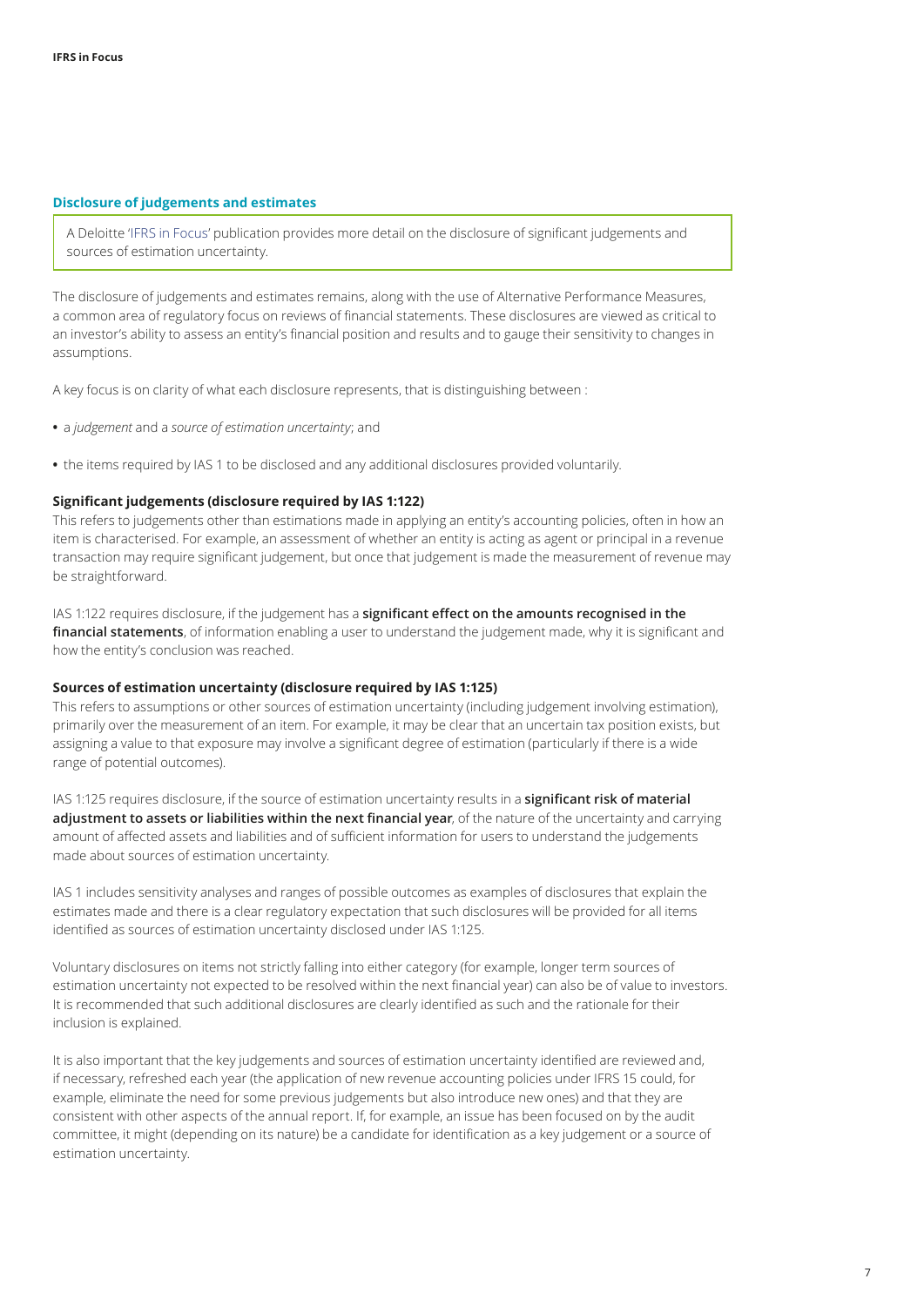## Disclosure of judgements and estimates

> A Deloitte 'IFRS in Focus' publication provides more detail on the disclosure of significant judgements and sources of estimation uncertainty.

The disclosure of judgements and estimates remains, along with the use of Alternative Performance Measures, a common area of regulatory focus on reviews of financial statements. These disclosures are viewed as critical to an investor's ability to assess an entity's financial position and results and to gauge their sensitivity to changes in assumptions.

A key focus is on clarity of what each disclosure represents, that is distinguishing between :

- a *judgement* and a *source of estimation uncertainty*; and
- the items required by IAS 1 to be disclosed and any additional disclosures provided voluntarily.

### Significant judgements (disclosure required by IAS 1:122)

This refers to judgements other than estimations made in applying an entity's accounting policies, often in how an item is characterised. For example, an assessment of whether an entity is acting as agent or principal in a revenue transaction may require significant judgement, but once that judgement is made the measurement of revenue may be straightforward.

IAS 1:122 requires disclosure, if the judgement has a **significant effect on the amounts recognised in the financial statements**, of information enabling a user to understand the judgement made, why it is significant and how the entity's conclusion was reached.

### Sources of estimation uncertainty (disclosure required by IAS 1:125)

This refers to assumptions or other sources of estimation uncertainty (including judgement involving estimation), primarily over the measurement of an item. For example, it may be clear that an uncertain tax position exists, but assigning a value to that exposure may involve a significant degree of estimation (particularly if there is a wide range of potential outcomes).

IAS 1:125 requires disclosure, if the source of estimation uncertainty results in a **significant risk of material adjustment to assets or liabilities within the next financial year**, of the nature of the uncertainty and carrying amount of affected assets and liabilities and of sufficient information for users to understand the judgements made about sources of estimation uncertainty.

IAS 1 includes sensitivity analyses and ranges of possible outcomes as examples of disclosures that explain the estimates made and there is a clear regulatory expectation that such disclosures will be provided for all items identified as sources of estimation uncertainty disclosed under IAS 1:125.

Voluntary disclosures on items not strictly falling into either category (for example, longer term sources of estimation uncertainty not expected to be resolved within the next financial year) can also be of value to investors. It is recommended that such additional disclosures are clearly identified as such and the rationale for their inclusion is explained.

It is also important that the key judgements and sources of estimation uncertainty identified are reviewed and, if necessary, refreshed each year (the application of new revenue accounting policies under IFRS 15 could, for example, eliminate the need for some previous judgements but also introduce new ones) and that they are consistent with other aspects of the annual report. If, for example, an issue has been focused on by the audit committee, it might (depending on its nature) be a candidate for identification as a key judgement or a source of estimation uncertainty.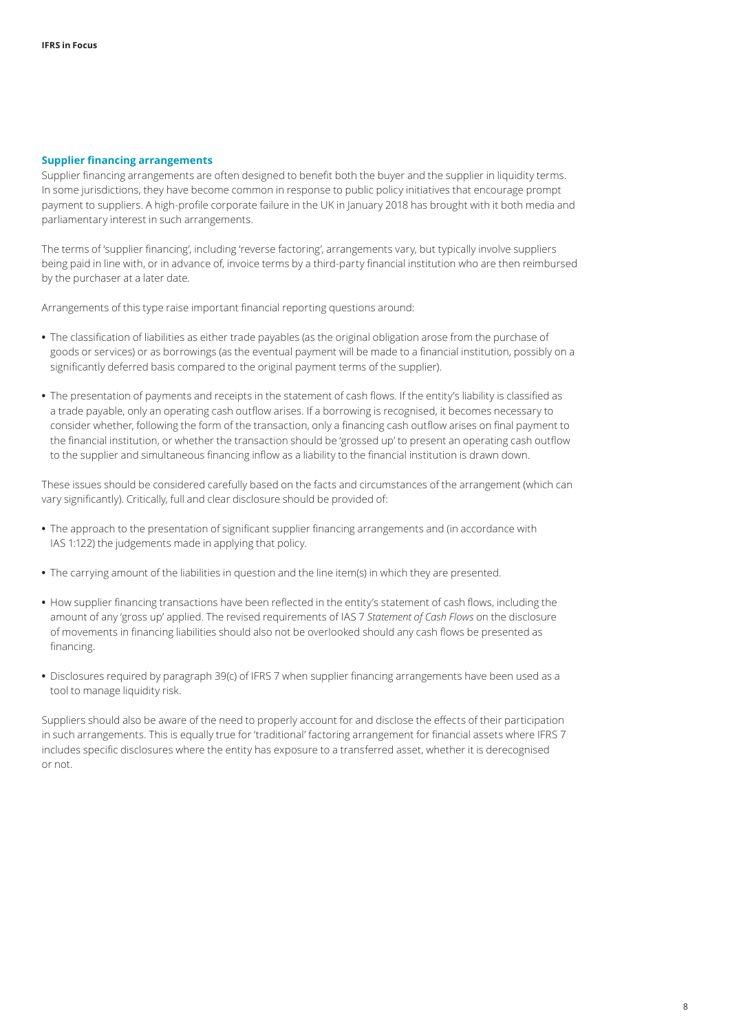## Supplier financing arrangements

Supplier financing arrangements are often designed to benefit both the buyer and the supplier in liquidity terms. In some jurisdictions, they have become common in response to public policy initiatives that encourage prompt payment to suppliers. A high-profile corporate failure in the UK in January 2018 has brought with it both media and parliamentary interest in such arrangements.

The terms of 'supplier financing', including 'reverse factoring', arrangements vary, but typically involve suppliers being paid in line with, or in advance of, invoice terms by a third-party financial institution who are then reimbursed by the purchaser at a later date.

Arrangements of this type raise important financial reporting questions around:

- The classification of liabilities as either trade payables (as the original obligation arose from the purchase of goods or services) or as borrowings (as the eventual payment will be made to a financial institution, possibly on a significantly deferred basis compared to the original payment terms of the supplier).
- The presentation of payments and receipts in the statement of cash flows. If the entity's liability is classified as a trade payable, only an operating cash outflow arises. If a borrowing is recognised, it becomes necessary to consider whether, following the form of the transaction, only a financing cash outflow arises on final payment to the financial institution, or whether the transaction should be 'grossed up' to present an operating cash outflow to the supplier and simultaneous financing inflow as a liability to the financial institution is drawn down.

These issues should be considered carefully based on the facts and circumstances of the arrangement (which can vary significantly). Critically, full and clear disclosure should be provided of:

- The approach to the presentation of significant supplier financing arrangements and (in accordance with IAS 1:122) the judgements made in applying that policy.
- The carrying amount of the liabilities in question and the line item(s) in which they are presented.
- How supplier financing transactions have been reflected in the entity's statement of cash flows, including the amount of any 'gross up' applied. The revised requirements of IAS 7 *Statement of Cash Flows* on the disclosure of movements in financing liabilities should also not be overlooked should any cash flows be presented as financing.
- Disclosures required by paragraph 39(c) of IFRS 7 when supplier financing arrangements have been used as a tool to manage liquidity risk.

Suppliers should also be aware of the need to properly account for and disclose the effects of their participation in such arrangements. This is equally true for 'traditional' factoring arrangement for financial assets where IFRS 7 includes specific disclosures where the entity has exposure to a transferred asset, whether it is derecognised or not.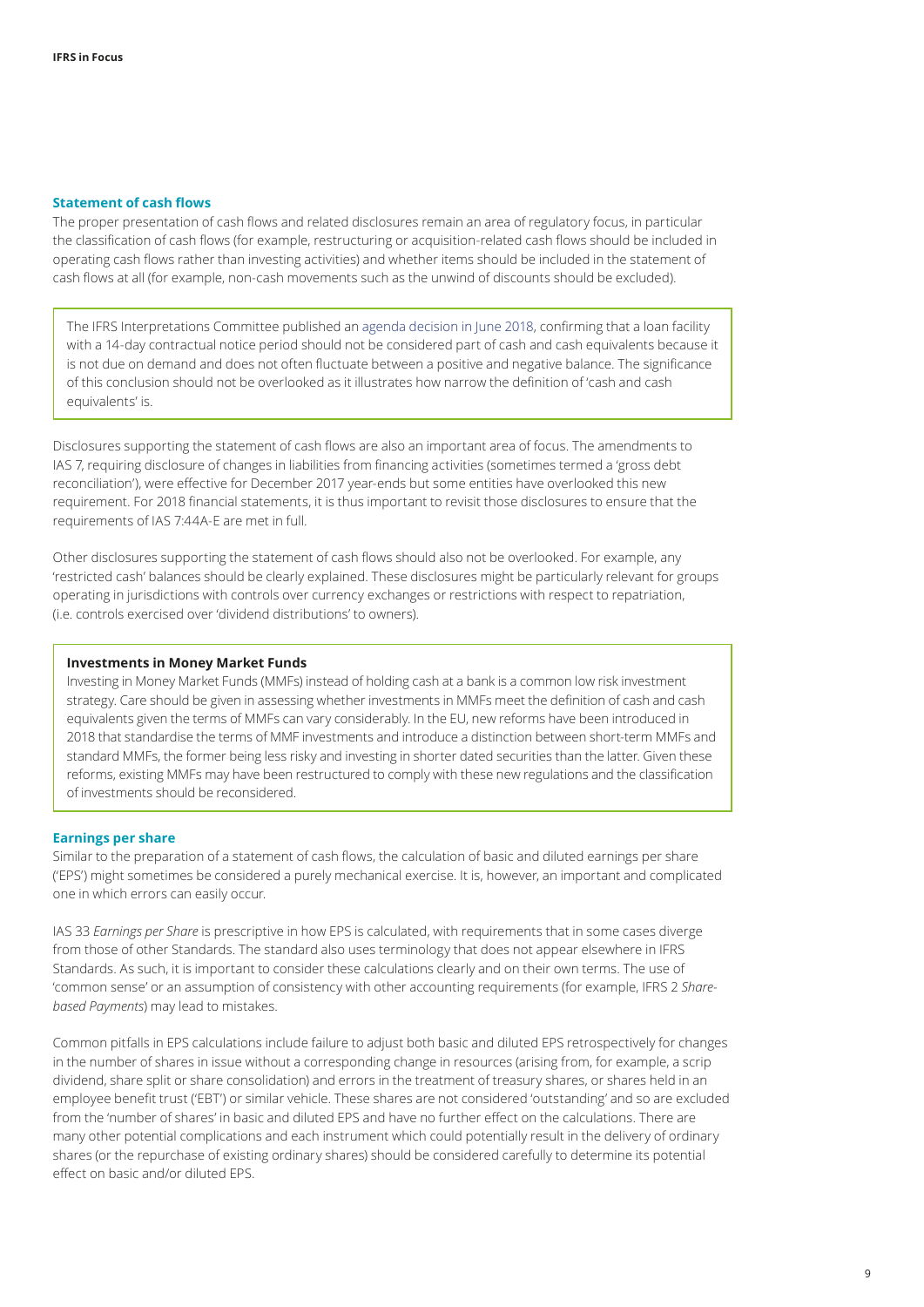## Statement of cash flows

The proper presentation of cash flows and related disclosures remain an area of regulatory focus, in particular the classification of cash flows (for example, restructuring or acquisition-related cash flows should be included in operating cash flows rather than investing activities) and whether items should be included in the statement of cash flows at all (for example, non-cash movements such as the unwind of discounts should be excluded).

> The IFRS Interpretations Committee published an agenda decision in June 2018, confirming that a loan facility with a 14-day contractual notice period should not be considered part of cash and cash equivalents because it is not due on demand and does not often fluctuate between a positive and negative balance. The significance of this conclusion should not be overlooked as it illustrates how narrow the definition of 'cash and cash equivalents' is.

Disclosures supporting the statement of cash flows are also an important area of focus. The amendments to IAS 7, requiring disclosure of changes in liabilities from financing activities (sometimes termed a 'gross debt reconciliation'), were effective for December 2017 year-ends but some entities have overlooked this new requirement. For 2018 financial statements, it is thus important to revisit those disclosures to ensure that the requirements of IAS 7:44A-E are met in full.

Other disclosures supporting the statement of cash flows should also not be overlooked. For example, any 'restricted cash' balances should be clearly explained. These disclosures might be particularly relevant for groups operating in jurisdictions with controls over currency exchanges or restrictions with respect to repatriation, (i.e. controls exercised over 'dividend distributions' to owners).

> **Investments in Money Market Funds**
>
> Investing in Money Market Funds (MMFs) instead of holding cash at a bank is a common low risk investment strategy. Care should be given in assessing whether investments in MMFs meet the definition of cash and cash equivalents given the terms of MMFs can vary considerably. In the EU, new reforms have been introduced in 2018 that standardise the terms of MMF investments and introduce a distinction between short-term MMFs and standard MMFs, the former being less risky and investing in shorter dated securities than the latter. Given these reforms, existing MMFs may have been restructured to comply with these new regulations and the classification of investments should be reconsidered.

## Earnings per share

Similar to the preparation of a statement of cash flows, the calculation of basic and diluted earnings per share ('EPS') might sometimes be considered a purely mechanical exercise. It is, however, an important and complicated one in which errors can easily occur.

IAS 33 *Earnings per Share* is prescriptive in how EPS is calculated, with requirements that in some cases diverge from those of other Standards. The standard also uses terminology that does not appear elsewhere in IFRS Standards. As such, it is important to consider these calculations clearly and on their own terms. The use of 'common sense' or an assumption of consistency with other accounting requirements (for example, IFRS 2 *Share-based Payments*) may lead to mistakes.

Common pitfalls in EPS calculations include failure to adjust both basic and diluted EPS retrospectively for changes in the number of shares in issue without a corresponding change in resources (arising from, for example, a scrip dividend, share split or share consolidation) and errors in the treatment of treasury shares, or shares held in an employee benefit trust ('EBT') or similar vehicle. These shares are not considered 'outstanding' and so are excluded from the 'number of shares' in basic and diluted EPS and have no further effect on the calculations. There are many other potential complications and each instrument which could potentially result in the delivery of ordinary shares (or the repurchase of existing ordinary shares) should be considered carefully to determine its potential effect on basic and/or diluted EPS.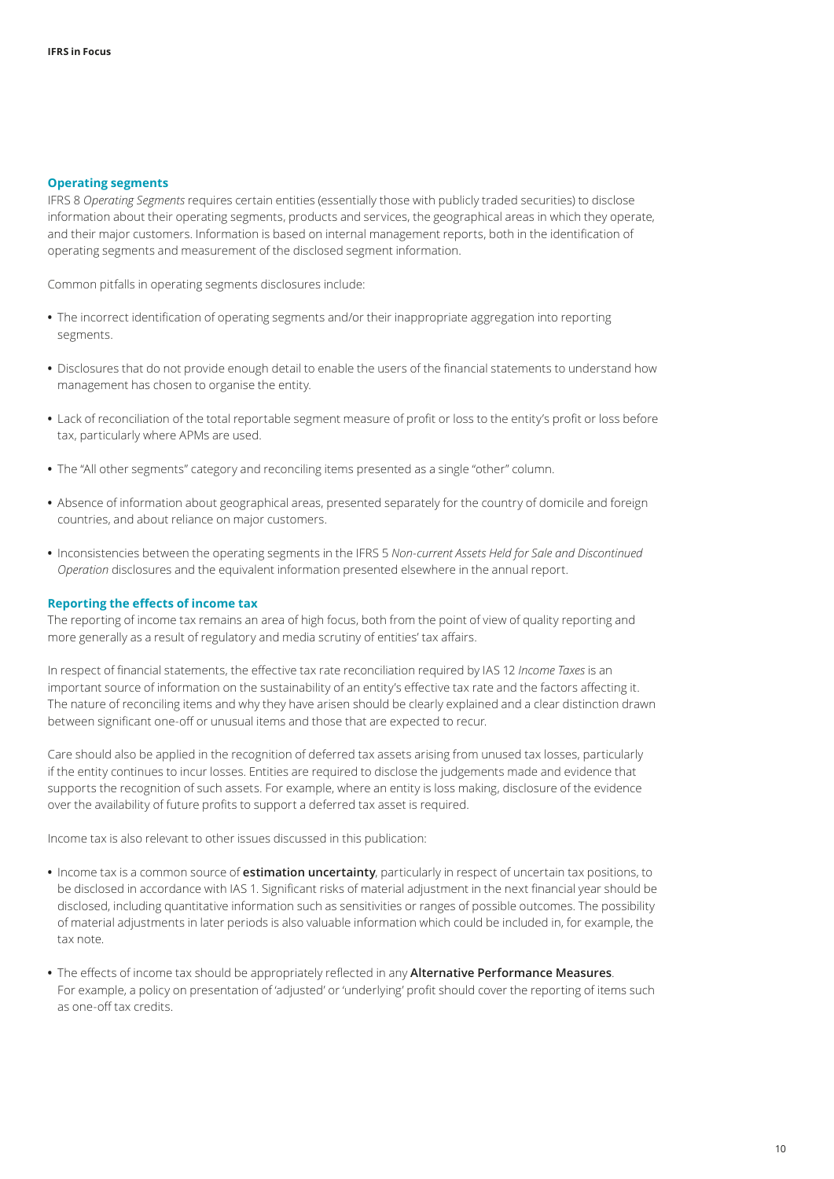## Operating segments

IFRS 8 *Operating Segments* requires certain entities (essentially those with publicly traded securities) to disclose information about their operating segments, products and services, the geographical areas in which they operate, and their major customers. Information is based on internal management reports, both in the identification of operating segments and measurement of the disclosed segment information.

Common pitfalls in operating segments disclosures include:

- The incorrect identification of operating segments and/or their inappropriate aggregation into reporting segments.
- Disclosures that do not provide enough detail to enable the users of the financial statements to understand how management has chosen to organise the entity.
- Lack of reconciliation of the total reportable segment measure of profit or loss to the entity's profit or loss before tax, particularly where APMs are used.
- The "All other segments" category and reconciling items presented as a single "other" column.
- Absence of information about geographical areas, presented separately for the country of domicile and foreign countries, and about reliance on major customers.
- Inconsistencies between the operating segments in the IFRS 5 *Non-current Assets Held for Sale and Discontinued Operation* disclosures and the equivalent information presented elsewhere in the annual report.

## Reporting the effects of income tax

The reporting of income tax remains an area of high focus, both from the point of view of quality reporting and more generally as a result of regulatory and media scrutiny of entities' tax affairs.

In respect of financial statements, the effective tax rate reconciliation required by IAS 12 *Income Taxes* is an important source of information on the sustainability of an entity's effective tax rate and the factors affecting it. The nature of reconciling items and why they have arisen should be clearly explained and a clear distinction drawn between significant one-off or unusual items and those that are expected to recur.

Care should also be applied in the recognition of deferred tax assets arising from unused tax losses, particularly if the entity continues to incur losses. Entities are required to disclose the judgements made and evidence that supports the recognition of such assets. For example, where an entity is loss making, disclosure of the evidence over the availability of future profits to support a deferred tax asset is required.

Income tax is also relevant to other issues discussed in this publication:

- Income tax is a common source of **estimation uncertainty**, particularly in respect of uncertain tax positions, to be disclosed in accordance with IAS 1. Significant risks of material adjustment in the next financial year should be disclosed, including quantitative information such as sensitivities or ranges of possible outcomes. The possibility of material adjustments in later periods is also valuable information which could be included in, for example, the tax note.
- The effects of income tax should be appropriately reflected in any **Alternative Performance Measures**. For example, a policy on presentation of 'adjusted' or 'underlying' profit should cover the reporting of items such as one-off tax credits.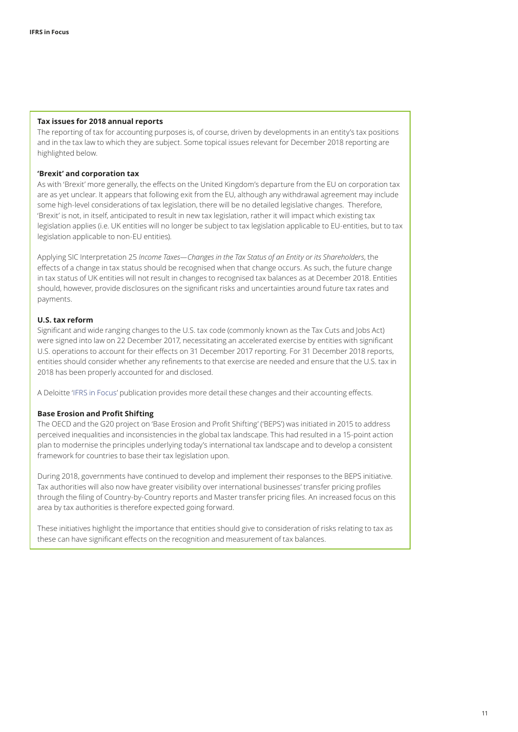### Tax issues for 2018 annual reports

The reporting of tax for accounting purposes is, of course, driven by developments in an entity's tax positions and in the tax law to which they are subject. Some topical issues relevant for December 2018 reporting are highlighted below.

#### 'Brexit' and corporation tax

As with 'Brexit' more generally, the effects on the United Kingdom's departure from the EU on corporation tax are as yet unclear. It appears that following exit from the EU, although any withdrawal agreement may include some high-level considerations of tax legislation, there will be no detailed legislative changes. Therefore, 'Brexit' is not, in itself, anticipated to result in new tax legislation, rather it will impact which existing tax legislation applies (i.e. UK entities will no longer be subject to tax legislation applicable to EU-entities, but to tax legislation applicable to non-EU entities).

Applying SIC Interpretation 25 *Income Taxes—Changes in the Tax Status of an Entity or its Shareholders*, the effects of a change in tax status should be recognised when that change occurs. As such, the future change in tax status of UK entities will not result in changes to recognised tax balances as at December 2018. Entities should, however, provide disclosures on the significant risks and uncertainties around future tax rates and payments.

#### U.S. tax reform

Significant and wide ranging changes to the U.S. tax code (commonly known as the Tax Cuts and Jobs Act) were signed into law on 22 December 2017, necessitating an accelerated exercise by entities with significant U.S. operations to account for their effects on 31 December 2017 reporting. For 31 December 2018 reports, entities should consider whether any refinements to that exercise are needed and ensure that the U.S. tax in 2018 has been properly accounted for and disclosed.

A Deloitte 'IFRS in Focus' publication provides more detail these changes and their accounting effects.

#### Base Erosion and Profit Shifting

The OECD and the G20 project on 'Base Erosion and Profit Shifting' ('BEPS') was initiated in 2015 to address perceived inequalities and inconsistencies in the global tax landscape. This had resulted in a 15-point action plan to modernise the principles underlying today's international tax landscape and to develop a consistent framework for countries to base their tax legislation upon.

During 2018, governments have continued to develop and implement their responses to the BEPS initiative. Tax authorities will also now have greater visibility over international businesses' transfer pricing profiles through the filing of Country-by-Country reports and Master transfer pricing files. An increased focus on this area by tax authorities is therefore expected going forward.

These initiatives highlight the importance that entities should give to consideration of risks relating to tax as these can have significant effects on the recognition and measurement of tax balances.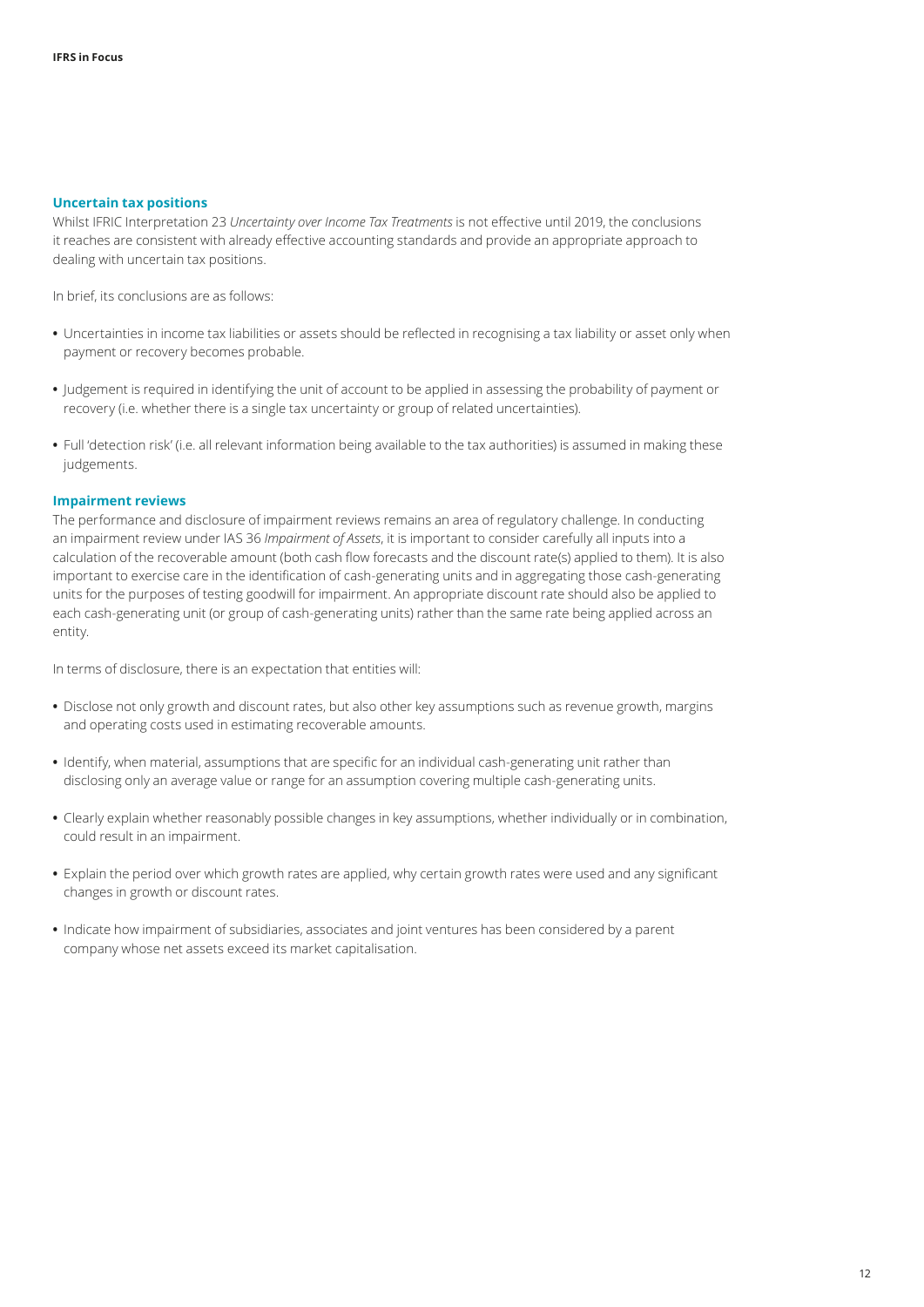## Uncertain tax positions

Whilst IFRIC Interpretation 23 *Uncertainty over Income Tax Treatments* is not effective until 2019, the conclusions it reaches are consistent with already effective accounting standards and provide an appropriate approach to dealing with uncertain tax positions.

In brief, its conclusions are as follows:

- Uncertainties in income tax liabilities or assets should be reflected in recognising a tax liability or asset only when payment or recovery becomes probable.
- Judgement is required in identifying the unit of account to be applied in assessing the probability of payment or recovery (i.e. whether there is a single tax uncertainty or group of related uncertainties).
- Full 'detection risk' (i.e. all relevant information being available to the tax authorities) is assumed in making these judgements.

## Impairment reviews

The performance and disclosure of impairment reviews remains an area of regulatory challenge. In conducting an impairment review under IAS 36 *Impairment of Assets*, it is important to consider carefully all inputs into a calculation of the recoverable amount (both cash flow forecasts and the discount rate(s) applied to them). It is also important to exercise care in the identification of cash-generating units and in aggregating those cash-generating units for the purposes of testing goodwill for impairment. An appropriate discount rate should also be applied to each cash-generating unit (or group of cash-generating units) rather than the same rate being applied across an entity.

In terms of disclosure, there is an expectation that entities will:

- Disclose not only growth and discount rates, but also other key assumptions such as revenue growth, margins and operating costs used in estimating recoverable amounts.
- Identify, when material, assumptions that are specific for an individual cash-generating unit rather than disclosing only an average value or range for an assumption covering multiple cash-generating units.
- Clearly explain whether reasonably possible changes in key assumptions, whether individually or in combination, could result in an impairment.
- Explain the period over which growth rates are applied, why certain growth rates were used and any significant changes in growth or discount rates.
- Indicate how impairment of subsidiaries, associates and joint ventures has been considered by a parent company whose net assets exceed its market capitalisation.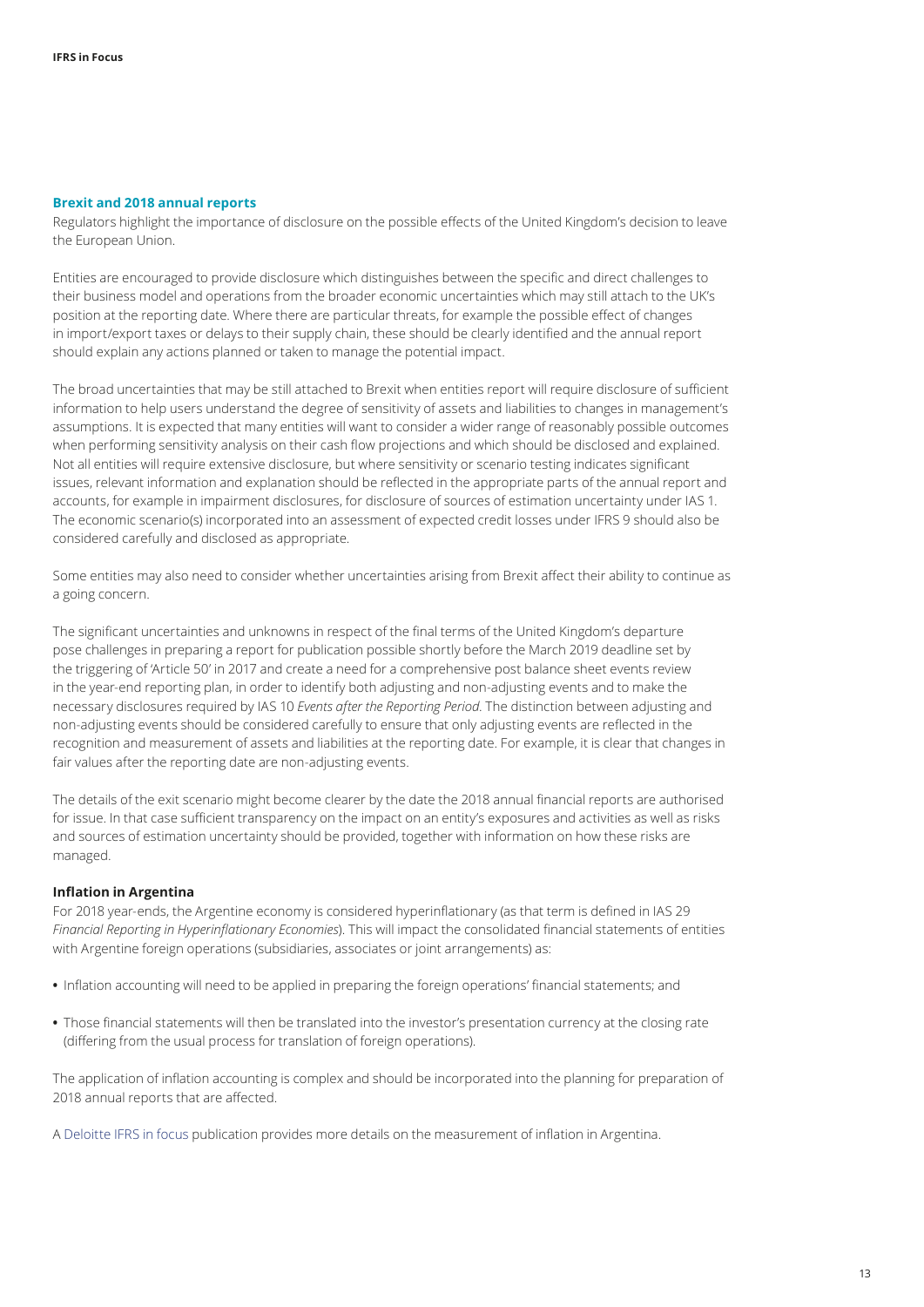## Brexit and 2018 annual reports

Regulators highlight the importance of disclosure on the possible effects of the United Kingdom's decision to leave the European Union.

Entities are encouraged to provide disclosure which distinguishes between the specific and direct challenges to their business model and operations from the broader economic uncertainties which may still attach to the UK's position at the reporting date. Where there are particular threats, for example the possible effect of changes in import/export taxes or delays to their supply chain, these should be clearly identified and the annual report should explain any actions planned or taken to manage the potential impact.

The broad uncertainties that may be still attached to Brexit when entities report will require disclosure of sufficient information to help users understand the degree of sensitivity of assets and liabilities to changes in management's assumptions. It is expected that many entities will want to consider a wider range of reasonably possible outcomes when performing sensitivity analysis on their cash flow projections and which should be disclosed and explained. Not all entities will require extensive disclosure, but where sensitivity or scenario testing indicates significant issues, relevant information and explanation should be reflected in the appropriate parts of the annual report and accounts, for example in impairment disclosures, for disclosure of sources of estimation uncertainty under IAS 1. The economic scenario(s) incorporated into an assessment of expected credit losses under IFRS 9 should also be considered carefully and disclosed as appropriate.

Some entities may also need to consider whether uncertainties arising from Brexit affect their ability to continue as a going concern.

The significant uncertainties and unknowns in respect of the final terms of the United Kingdom's departure pose challenges in preparing a report for publication possible shortly before the March 2019 deadline set by the triggering of 'Article 50' in 2017 and create a need for a comprehensive post balance sheet events review in the year-end reporting plan, in order to identify both adjusting and non-adjusting events and to make the necessary disclosures required by IAS 10 *Events after the Reporting Period*. The distinction between adjusting and non-adjusting events should be considered carefully to ensure that only adjusting events are reflected in the recognition and measurement of assets and liabilities at the reporting date. For example, it is clear that changes in fair values after the reporting date are non-adjusting events.

The details of the exit scenario might become clearer by the date the 2018 annual financial reports are authorised for issue. In that case sufficient transparency on the impact on an entity's exposures and activities as well as risks and sources of estimation uncertainty should be provided, together with information on how these risks are managed.

### Inflation in Argentina

For 2018 year-ends, the Argentine economy is considered hyperinflationary (as that term is defined in IAS 29 *Financial Reporting in Hyperinflationary Economies*). This will impact the consolidated financial statements of entities with Argentine foreign operations (subsidiaries, associates or joint arrangements) as:

- Inflation accounting will need to be applied in preparing the foreign operations' financial statements; and
- Those financial statements will then be translated into the investor's presentation currency at the closing rate (differing from the usual process for translation of foreign operations).

The application of inflation accounting is complex and should be incorporated into the planning for preparation of 2018 annual reports that are affected.

A Deloitte IFRS in focus publication provides more details on the measurement of inflation in Argentina.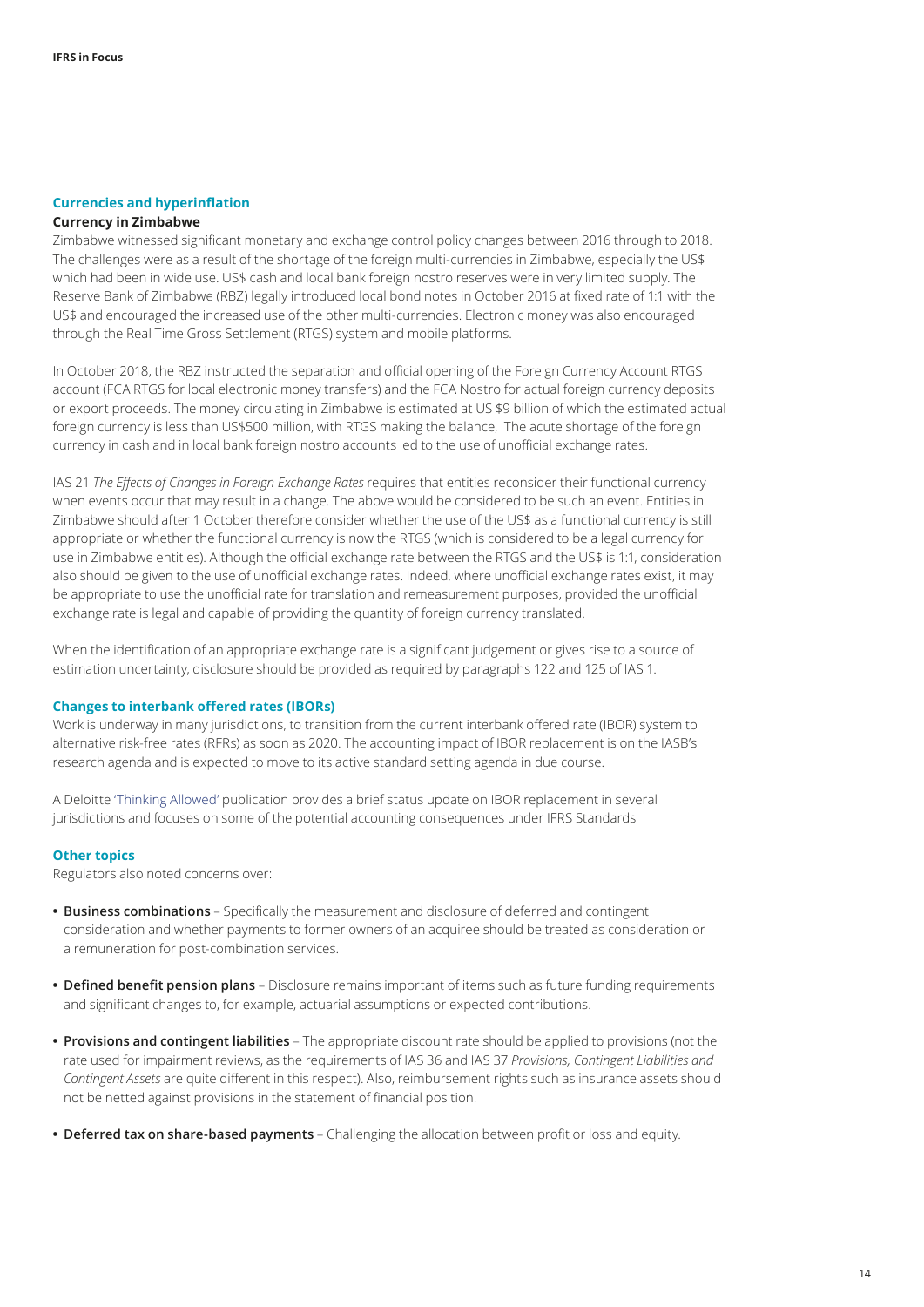## Currencies and hyperinflation

### Currency in Zimbabwe

Zimbabwe witnessed significant monetary and exchange control policy changes between 2016 through to 2018. The challenges were as a result of the shortage of the foreign multi-currencies in Zimbabwe, especially the US$ which had been in wide use. US$ cash and local bank foreign nostro reserves were in very limited supply. The Reserve Bank of Zimbabwe (RBZ) legally introduced local bond notes in October 2016 at fixed rate of 1:1 with the US$ and encouraged the increased use of the other multi-currencies. Electronic money was also encouraged through the Real Time Gross Settlement (RTGS) system and mobile platforms.

In October 2018, the RBZ instructed the separation and official opening of the Foreign Currency Account RTGS account (FCA RTGS for local electronic money transfers) and the FCA Nostro for actual foreign currency deposits or export proceeds. The money circulating in Zimbabwe is estimated at US $9 billion of which the estimated actual foreign currency is less than US$500 million, with RTGS making the balance, The acute shortage of the foreign currency in cash and in local bank foreign nostro accounts led to the use of unofficial exchange rates.

IAS 21 *The Effects of Changes in Foreign Exchange Rates* requires that entities reconsider their functional currency when events occur that may result in a change. The above would be considered to be such an event. Entities in Zimbabwe should after 1 October therefore consider whether the use of the US$ as a functional currency is still appropriate or whether the functional currency is now the RTGS (which is considered to be a legal currency for use in Zimbabwe entities). Although the official exchange rate between the RTGS and the US$ is 1:1, consideration also should be given to the use of unofficial exchange rates. Indeed, where unofficial exchange rates exist, it may be appropriate to use the unofficial rate for translation and remeasurement purposes, provided the unofficial exchange rate is legal and capable of providing the quantity of foreign currency translated.

When the identification of an appropriate exchange rate is a significant judgement or gives rise to a source of estimation uncertainty, disclosure should be provided as required by paragraphs 122 and 125 of IAS 1.

## Changes to interbank offered rates (IBORs)

Work is underway in many jurisdictions, to transition from the current interbank offered rate (IBOR) system to alternative risk-free rates (RFRs) as soon as 2020. The accounting impact of IBOR replacement is on the IASB's research agenda and is expected to move to its active standard setting agenda in due course.

A Deloitte 'Thinking Allowed' publication provides a brief status update on IBOR replacement in several jurisdictions and focuses on some of the potential accounting consequences under IFRS Standards

## Other topics

Regulators also noted concerns over:

- **Business combinations** – Specifically the measurement and disclosure of deferred and contingent consideration and whether payments to former owners of an acquiree should be treated as consideration or a remuneration for post-combination services.
- **Defined benefit pension plans** – Disclosure remains important of items such as future funding requirements and significant changes to, for example, actuarial assumptions or expected contributions.
- **Provisions and contingent liabilities** – The appropriate discount rate should be applied to provisions (not the rate used for impairment reviews, as the requirements of IAS 36 and IAS 37 *Provisions, Contingent Liabilities and Contingent Assets* are quite different in this respect). Also, reimbursement rights such as insurance assets should not be netted against provisions in the statement of financial position.
- **Deferred tax on share-based payments** – Challenging the allocation between profit or loss and equity.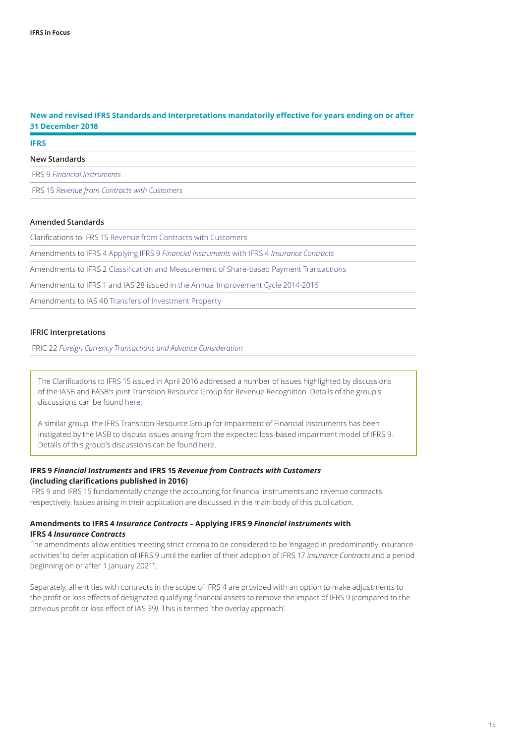## New and revised IFRS Standards and Interpretations mandatorily effective for years ending on or after 31 December 2018

### IFRS

**New Standards**

IFRS 9 *Financial Instruments*

IFRS 15 *Revenue from Contracts with Customers*

**Amended Standards**

Clarifications to IFRS 15 Revenue from Contracts with Customers

Amendments to IFRS 4 Applying IFRS 9 *Financial Instruments* with IFRS 4 *Insurance Contracts*

Amendments to IFRS 2 Classification and Measurement of Share-based Payment Transactions

Amendments to IFRS 1 and IAS 28 issued in the Annual Improvement Cycle 2014-2016

Amendments to IAS 40 Transfers of Investment Property

**IFRIC Interpretations**

IFRIC 22 *Foreign Currency Transactions and Advance Consideration*

> The Clarifications to IFRS 15 issued in April 2016 addressed a number of issues highlighted by discussions of the IASB and FASB's joint Transition Resource Group for Revenue Recognition. Details of the group's discussions can be found here.
>
> A similar group, the IFRS Transition Resource Group for Impairment of Financial Instruments has been instigated by the IASB to discuss issues arising from the expected loss-based impairment model of IFRS 9. Details of this group's discussions can be found here.

**IFRS 9 *Financial Instruments* and IFRS 15 *Revenue from Contracts with Customers* (including clarifications published in 2016)**

IFRS 9 and IFRS 15 fundamentally change the accounting for financial instruments and revenue contracts respectively. Issues arising in their application are discussed in the main body of this publication.

**Amendments to IFRS 4 *Insurance Contracts* – Applying IFRS 9 *Financial Instruments* with IFRS 4 *Insurance Contracts***

The amendments allow entities meeting strict criteria to be considered to be 'engaged in predominantly insurance activities' to defer application of IFRS 9 until the earlier of their adoption of IFRS 17 *Insurance Contracts* and a period beginning on or after 1 January 2021*.

Separately, all entities with contracts in the scope of IFRS 4 are provided with an option to make adjustments to the profit or loss effects of designated qualifying financial assets to remove the impact of IFRS 9 (compared to the previous profit or loss effect of IAS 39). This is termed 'the overlay approach'.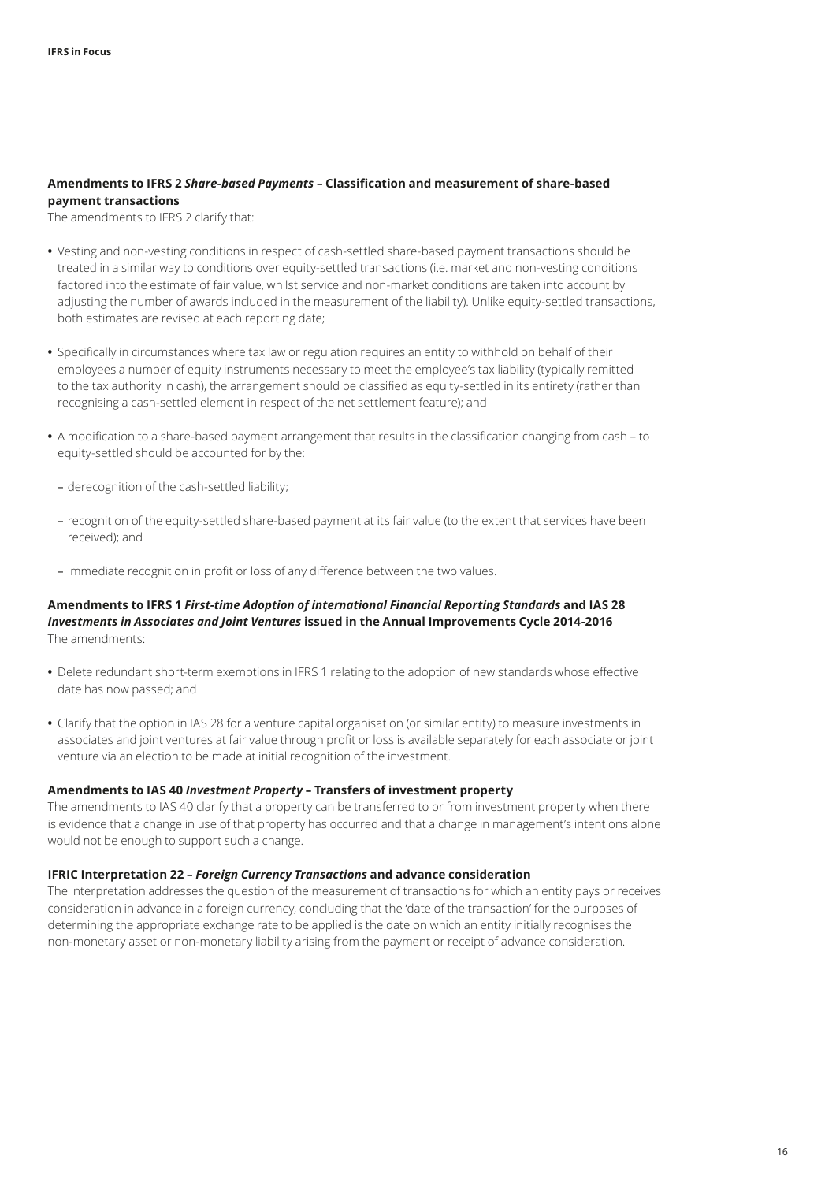**Amendments to IFRS 2 *Share-based Payments* – Classification and measurement of share-based payment transactions**

The amendments to IFRS 2 clarify that:

- Vesting and non-vesting conditions in respect of cash-settled share-based payment transactions should be treated in a similar way to conditions over equity-settled transactions (i.e. market and non-vesting conditions factored into the estimate of fair value, whilst service and non-market conditions are taken into account by adjusting the number of awards included in the measurement of the liability). Unlike equity-settled transactions, both estimates are revised at each reporting date;

- Specifically in circumstances where tax law or regulation requires an entity to withhold on behalf of their employees a number of equity instruments necessary to meet the employee's tax liability (typically remitted to the tax authority in cash), the arrangement should be classified as equity-settled in its entirety (rather than recognising a cash-settled element in respect of the net settlement feature); and

- A modification to a share-based payment arrangement that results in the classification changing from cash – to equity-settled should be accounted for by the:

  - derecognition of the cash-settled liability;

  - recognition of the equity-settled share-based payment at its fair value (to the extent that services have been received); and

  - immediate recognition in profit or loss of any difference between the two values.

**Amendments to IFRS 1 *First-time Adoption of international Financial Reporting Standards* and IAS 28 *Investments in Associates and Joint Ventures* issued in the Annual Improvements Cycle 2014-2016**

The amendments:

- Delete redundant short-term exemptions in IFRS 1 relating to the adoption of new standards whose effective date has now passed; and

- Clarify that the option in IAS 28 for a venture capital organisation (or similar entity) to measure investments in associates and joint ventures at fair value through profit or loss is available separately for each associate or joint venture via an election to be made at initial recognition of the investment.

**Amendments to IAS 40 *Investment Property* – Transfers of investment property**

The amendments to IAS 40 clarify that a property can be transferred to or from investment property when there is evidence that a change in use of that property has occurred and that a change in management's intentions alone would not be enough to support such a change.

**IFRIC Interpretation 22 – *Foreign Currency Transactions* and advance consideration**

The interpretation addresses the question of the measurement of transactions for which an entity pays or receives consideration in advance in a foreign currency, concluding that the 'date of the transaction' for the purposes of determining the appropriate exchange rate to be applied is the date on which an entity initially recognises the non-monetary asset or non-monetary liability arising from the payment or receipt of advance consideration.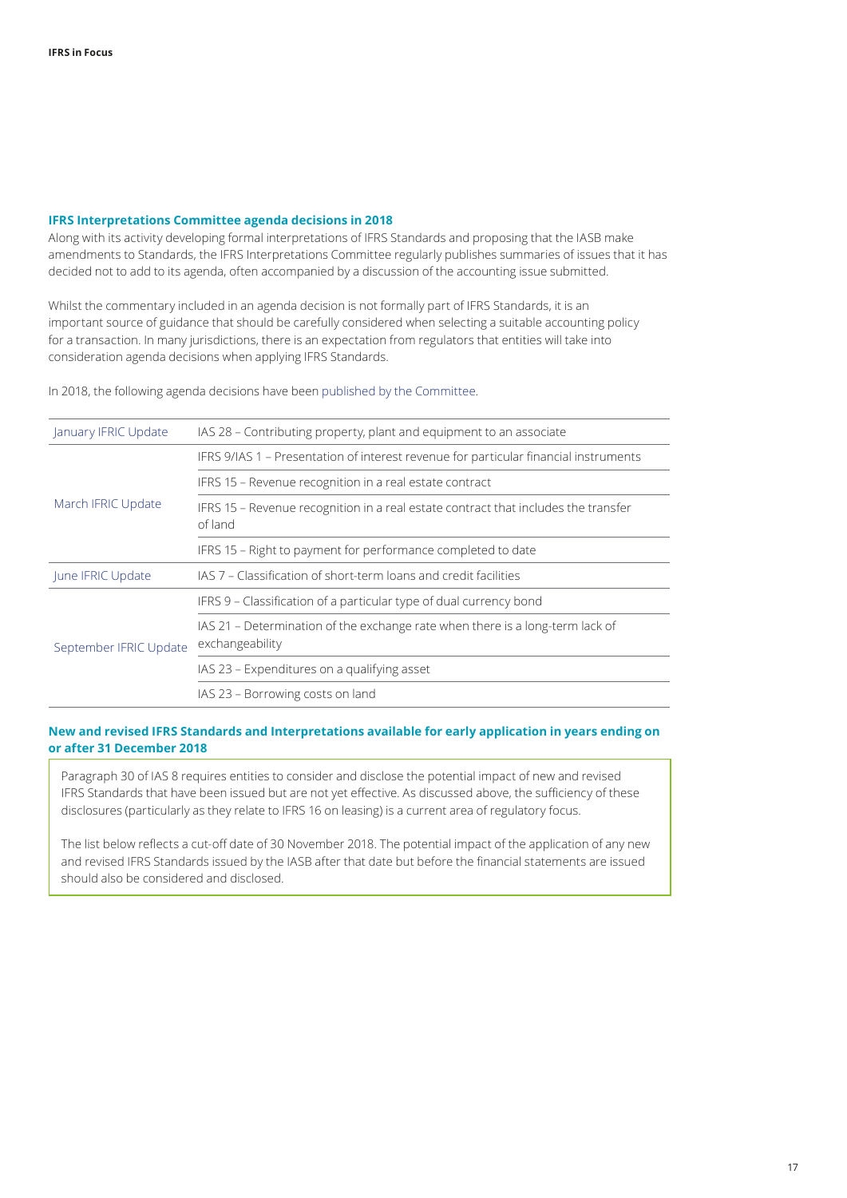## IFRS Interpretations Committee agenda decisions in 2018

Along with its activity developing formal interpretations of IFRS Standards and proposing that the IASB make amendments to Standards, the IFRS Interpretations Committee regularly publishes summaries of issues that it has decided not to add to its agenda, often accompanied by a discussion of the accounting issue submitted.

Whilst the commentary included in an agenda decision is not formally part of IFRS Standards, it is an important source of guidance that should be carefully considered when selecting a suitable accounting policy for a transaction. In many jurisdictions, there is an expectation from regulators that entities will take into consideration agenda decisions when applying IFRS Standards.

In 2018, the following agenda decisions have been published by the Committee.

| | |
|---|---|
| January IFRIC Update | IAS 28 – Contributing property, plant and equipment to an associate |
| March IFRIC Update | IFRS 9/IAS 1 – Presentation of interest revenue for particular financial instruments |
| | IFRS 15 – Revenue recognition in a real estate contract |
| | IFRS 15 – Revenue recognition in a real estate contract that includes the transfer of land |
| | IFRS 15 – Right to payment for performance completed to date |
| June IFRIC Update | IAS 7 – Classification of short-term loans and credit facilities |
| September IFRIC Update | IFRS 9 – Classification of a particular type of dual currency bond |
| | IAS 21 – Determination of the exchange rate when there is a long-term lack of exchangeability |
| | IAS 23 – Expenditures on a qualifying asset |
| | IAS 23 – Borrowing costs on land |

## New and revised IFRS Standards and Interpretations available for early application in years ending on or after 31 December 2018

Paragraph 30 of IAS 8 requires entities to consider and disclose the potential impact of new and revised IFRS Standards that have been issued but are not yet effective. As discussed above, the sufficiency of these disclosures (particularly as they relate to IFRS 16 on leasing) is a current area of regulatory focus.

The list below reflects a cut-off date of 30 November 2018. The potential impact of the application of any new and revised IFRS Standards issued by the IASB after that date but before the financial statements are issued should also be considered and disclosed.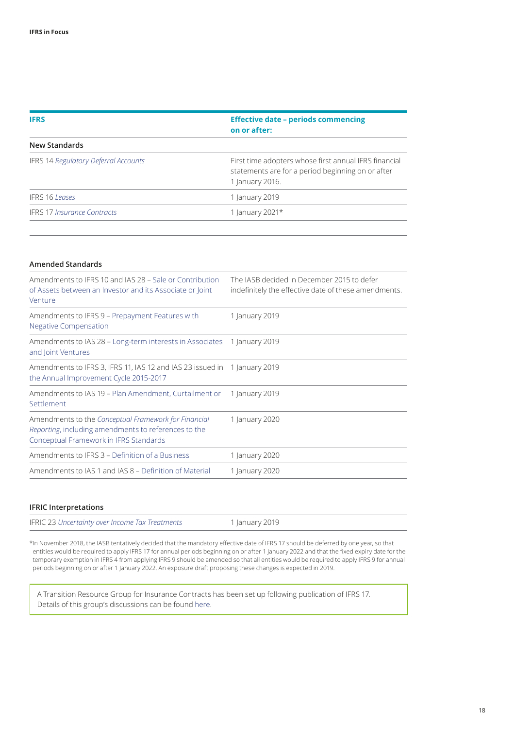| IFRS | Effective date – periods commencing on or after: |
| --- | --- |
| **New Standards** | |
| IFRS 14 *Regulatory Deferral Accounts* | First time adopters whose first annual IFRS financial statements are for a period beginning on or after 1 January 2016. |
| IFRS 16 *Leases* | 1 January 2019 |
| IFRS 17 *Insurance Contracts* | 1 January 2021* |

**Amended Standards**

| | |
| --- | --- |
| Amendments to IFRS 10 and IAS 28 – Sale or Contribution of Assets between an Investor and its Associate or Joint Venture | The IASB decided in December 2015 to defer indefinitely the effective date of these amendments. |
| Amendments to IFRS 9 – Prepayment Features with Negative Compensation | 1 January 2019 |
| Amendments to IAS 28 – Long-term interests in Associates and Joint Ventures | 1 January 2019 |
| Amendments to IFRS 3, IFRS 11, IAS 12 and IAS 23 issued in the Annual Improvement Cycle 2015-2017 | 1 January 2019 |
| Amendments to IAS 19 – Plan Amendment, Curtailment or Settlement | 1 January 2019 |
| Amendments to the *Conceptual Framework for Financial Reporting*, including amendments to references to the Conceptual Framework in IFRS Standards | 1 January 2020 |
| Amendments to IFRS 3 – Definition of a Business | 1 January 2020 |
| Amendments to IAS 1 and IAS 8 – Definition of Material | 1 January 2020 |

**IFRIC Interpretations**

| | |
| --- | --- |
| IFRIC 23 *Uncertainty over Income Tax Treatments* | 1 January 2019 |

*In November 2018, the IASB tentatively decided that the mandatory effective date of IFRS 17 should be deferred by one year, so that entities would be required to apply IFRS 17 for annual periods beginning on or after 1 January 2022 and that the fixed expiry date for the temporary exemption in IFRS 4 from applying IFRS 9 should be amended so that all entities would be required to apply IFRS 9 for annual periods beginning on or after 1 January 2022. An exposure draft proposing these changes is expected in 2019.

A Transition Resource Group for Insurance Contracts has been set up following publication of IFRS 17. Details of this group's discussions can be found here.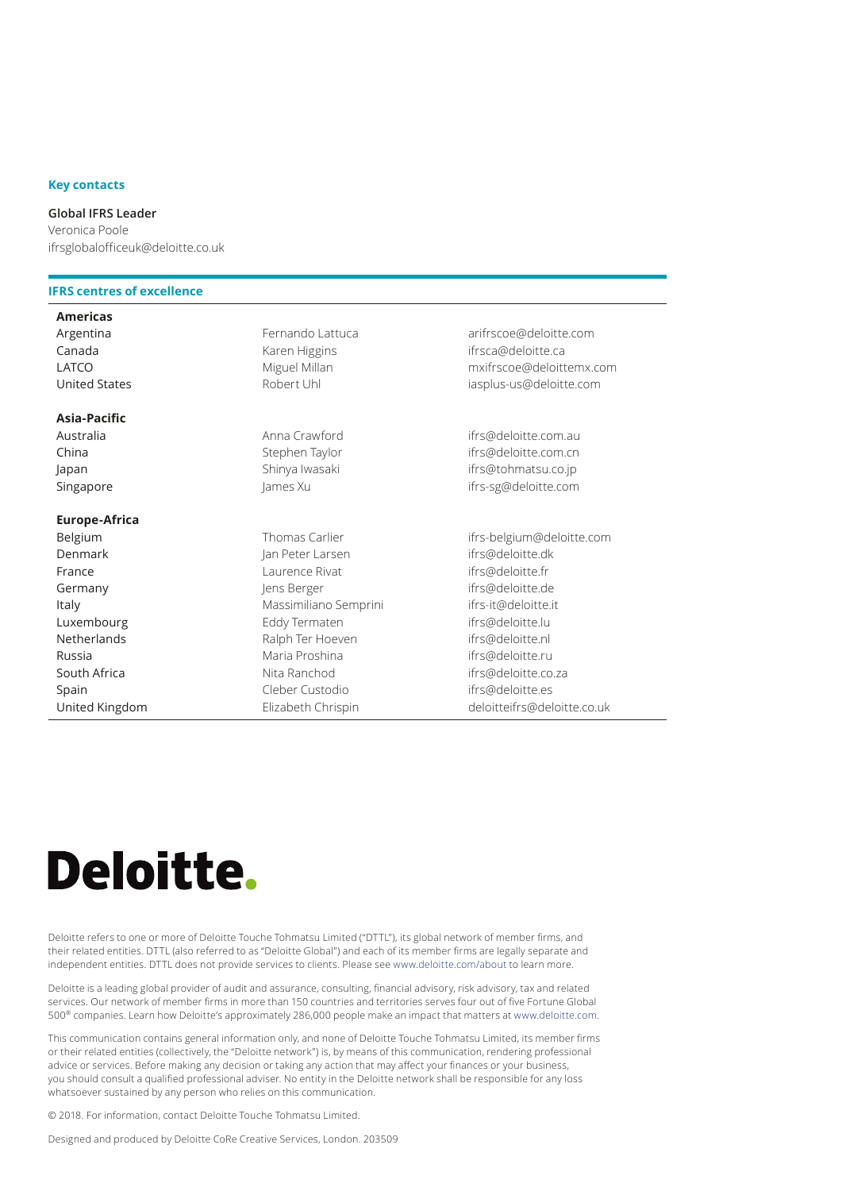### Key contacts

**Global IFRS Leader**
Veronica Poole
ifrsglobalofficeuk@deloitte.co.uk

### IFRS centres of excellence

| | | |
|---|---|---|
| **Americas** | | |
| Argentina | Fernando Lattuca | arifrscoe@deloitte.com |
| Canada | Karen Higgins | ifrsca@deloitte.ca |
| LATCO | Miguel Millan | mxifrscoe@deloittemx.com |
| United States | Robert Uhl | iasplus-us@deloitte.com |
| **Asia-Pacific** | | |
| Australia | Anna Crawford | ifrs@deloitte.com.au |
| China | Stephen Taylor | ifrs@deloitte.com.cn |
| Japan | Shinya Iwasaki | ifrs@tohmatsu.co.jp |
| Singapore | James Xu | ifrs-sg@deloitte.com |
| **Europe-Africa** | | |
| Belgium | Thomas Carlier | ifrs-belgium@deloitte.com |
| Denmark | Jan Peter Larsen | ifrs@deloitte.dk |
| France | Laurence Rivat | ifrs@deloitte.fr |
| Germany | Jens Berger | ifrs@deloitte.de |
| Italy | Massimiliano Semprini | ifrs-it@deloitte.it |
| Luxembourg | Eddy Termaten | ifrs@deloitte.lu |
| Netherlands | Ralph Ter Hoeven | ifrs@deloitte.nl |
| Russia | Maria Proshina | ifrs@deloitte.ru |
| South Africa | Nita Ranchod | ifrs@deloitte.co.za |
| Spain | Cleber Custodio | ifrs@deloitte.es |
| United Kingdom | Elizabeth Chrispin | deloitteifrs@deloitte.co.uk |

**Deloitte.**

Deloitte refers to one or more of Deloitte Touche Tohmatsu Limited ("DTTL"), its global network of member firms, and their related entities. DTTL (also referred to as "Deloitte Global") and each of its member firms are legally separate and independent entities. DTTL does not provide services to clients. Please see www.deloitte.com/about to learn more.

Deloitte is a leading global provider of audit and assurance, consulting, financial advisory, risk advisory, tax and related services. Our network of member firms in more than 150 countries and territories serves four out of five Fortune Global 500® companies. Learn how Deloitte's approximately 286,000 people make an impact that matters at www.deloitte.com.

This communication contains general information only, and none of Deloitte Touche Tohmatsu Limited, its member firms or their related entities (collectively, the "Deloitte network") is, by means of this communication, rendering professional advice or services. Before making any decision or taking any action that may affect your finances or your business, you should consult a qualified professional adviser. No entity in the Deloitte network shall be responsible for any loss whatsoever sustained by any person who relies on this communication.

© 2018. For information, contact Deloitte Touche Tohmatsu Limited.

Designed and produced by Deloitte CoRe Creative Services, London. 203509